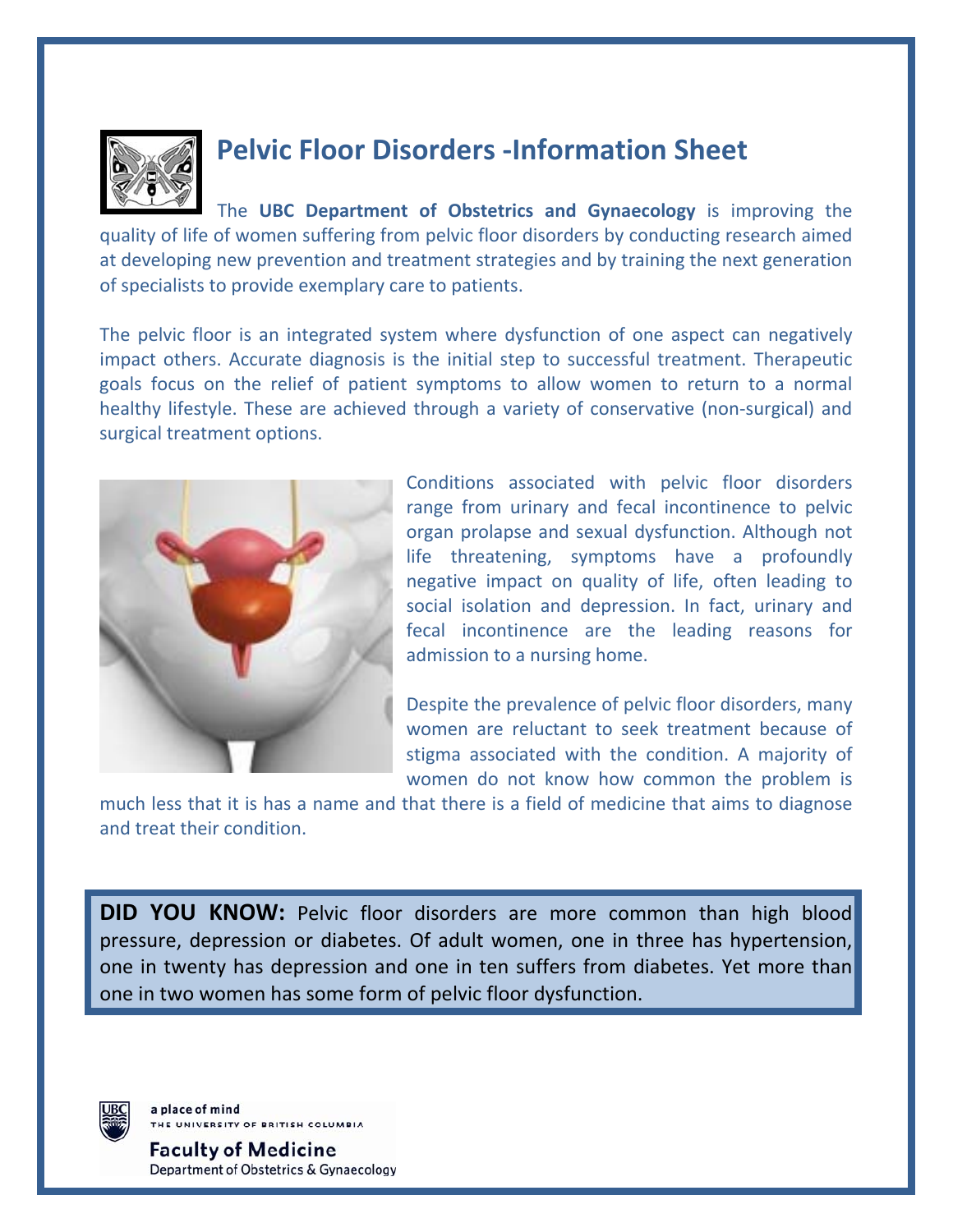# Pelvic Floor Disorders -Information Sheet

The **UBC Department of Obstetrics and Gynaecology** is improving the quality of life of women suffering from pelvic floor disorders by conducting research aimed at developing new prevention and treatment strategies and by training the next generation of specialists to provide exemplary care to patients.

The pelvic floor is an integrated system where dysfunction of one aspect can negatively impact others. Accurate diagnosis is the initial step to successful treatment. Therapeutic goals focus on the relief of patient symptoms to allow women to return to a normal healthy lifestyle. These are achieved through a variety of conservative (non-surgical) and surgical treatment options.

Conditions associated with pelvic floor disorders range from urinary and fecal incontinence to pelvic organ prolapse and sexual dysfunction. Although not life threatening, symptoms have a profoundly negative impact on quality of life, often leading to social isolation and depression. In fact, urinary and fecal incontinence are the leading reasons for admission to a nursing home.

Despite the prevalence of pelvic floor disorders, many women are reluctant to seek treatment because of stigma associated with the condition. A majority of women do not know how common the problem is much less that it is has a name and that there is a field of medicine that aims to diagnose and treat their condition.

**DID YOU KNOW:** Pelvic floor disorders are more common than high blood pressure, depression or diabetes. Of adult women, one in three has hypertension, one in twenty has depression and one in ten suffers from diabetes. Yet more than one in two women has some form of pelvic floor dysfunction.

a place of mind
THE UNIVERSITY OF BRITISH COLUMBIA

**Faculty of Medicine**
Department of Obstetrics & Gynaecology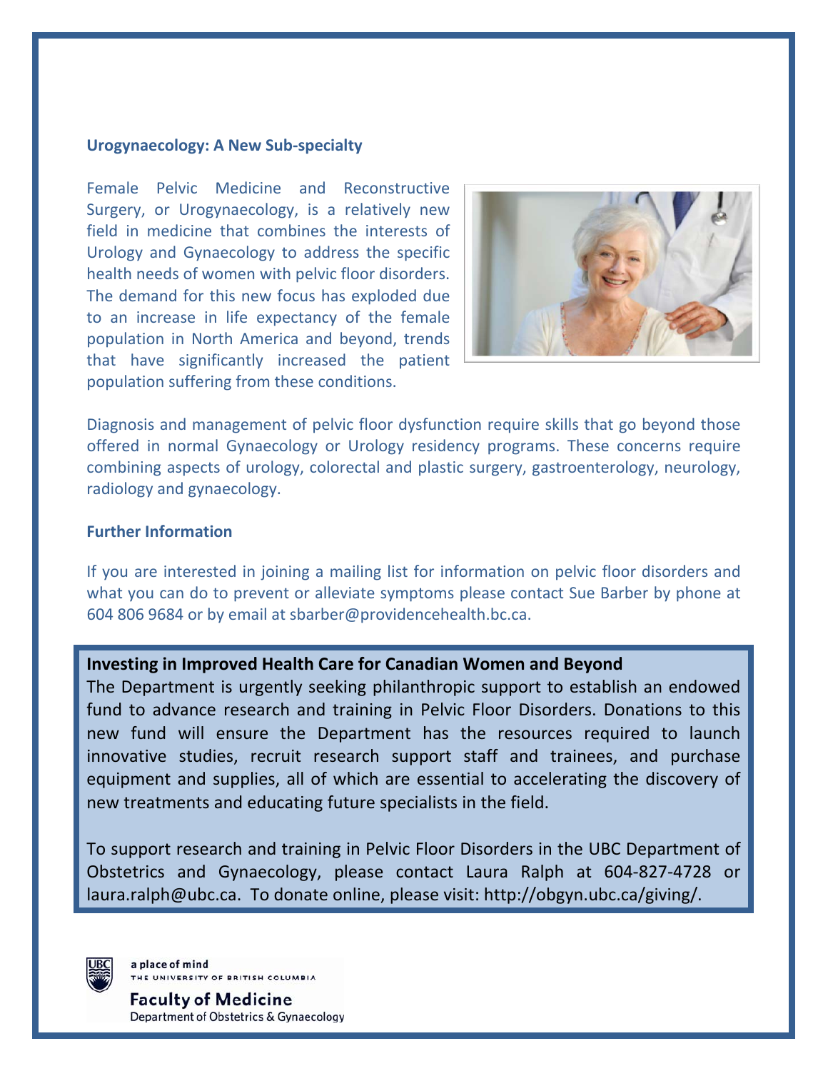## Urogynaecology: A New Sub-specialty

Female Pelvic Medicine and Reconstructive Surgery, or Urogynaecology, is a relatively new field in medicine that combines the interests of Urology and Gynaecology to address the specific health needs of women with pelvic floor disorders. The demand for this new focus has exploded due to an increase in life expectancy of the female population in North America and beyond, trends that have significantly increased the patient population suffering from these conditions.

Diagnosis and management of pelvic floor dysfunction require skills that go beyond those offered in normal Gynaecology or Urology residency programs. These concerns require combining aspects of urology, colorectal and plastic surgery, gastroenterology, neurology, radiology and gynaecology.

## Further Information

If you are interested in joining a mailing list for information on pelvic floor disorders and what you can do to prevent or alleviate symptoms please contact Sue Barber by phone at 604 806 9684 or by email at sbarber@providencehealth.bc.ca.

## Investing in Improved Health Care for Canadian Women and Beyond

The Department is urgently seeking philanthropic support to establish an endowed fund to advance research and training in Pelvic Floor Disorders. Donations to this new fund will ensure the Department has the resources required to launch innovative studies, recruit research support staff and trainees, and purchase equipment and supplies, all of which are essential to accelerating the discovery of new treatments and educating future specialists in the field.

To support research and training in Pelvic Floor Disorders in the UBC Department of Obstetrics and Gynaecology, please contact Laura Ralph at 604-827-4728 or laura.ralph@ubc.ca. To donate online, please visit: http://obgyn.ubc.ca/giving/.

a place of mind
THE UNIVERSITY OF BRITISH COLUMBIA

**Faculty of Medicine**
Department of Obstetrics & Gynaecology